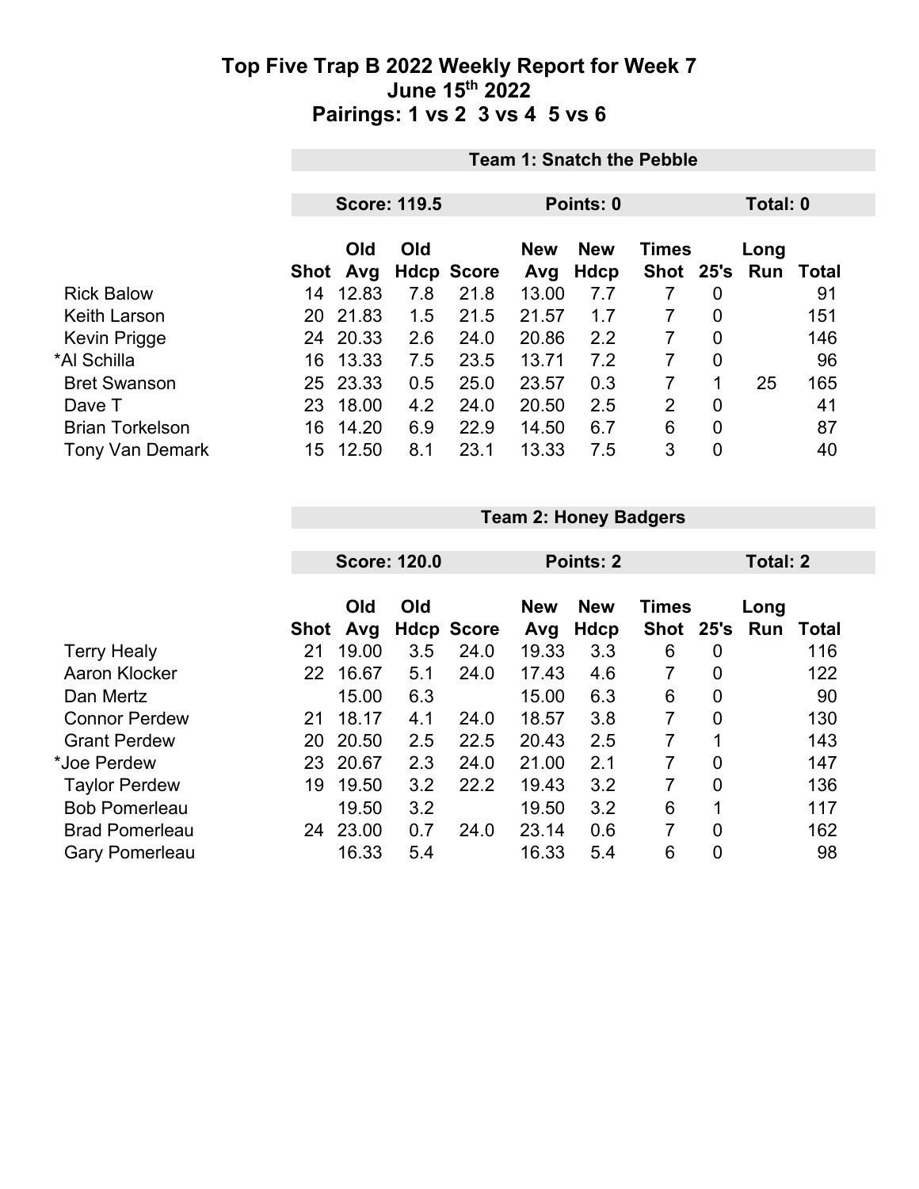# Top Five Trap B 2022 Weekly Report for Week 7
## June 15th 2022
## Pairings: 1 vs 2  3 vs 4  5 vs 6

**Team 1: Snatch the Pebble**

**Score: 119.5** | **Points: 0** | **Total: 0**

| | Shot | Old Avg | Old Hdcp | Score | New Avg | New Hdcp | Times Shot | 25's | Long Run | Total |
|---|---|---|---|---|---|---|---|---|---|---|
| Rick Balow | 14 | 12.83 | 7.8 | 21.8 | 13.00 | 7.7 | 7 | 0 | | 91 |
| Keith Larson | 20 | 21.83 | 1.5 | 21.5 | 21.57 | 1.7 | 7 | 0 | | 151 |
| Kevin Prigge | 24 | 20.33 | 2.6 | 24.0 | 20.86 | 2.2 | 7 | 0 | | 146 |
| *Al Schilla | 16 | 13.33 | 7.5 | 23.5 | 13.71 | 7.2 | 7 | 0 | | 96 |
| Bret Swanson | 25 | 23.33 | 0.5 | 25.0 | 23.57 | 0.3 | 7 | 1 | 25 | 165 |
| Dave T | 23 | 18.00 | 4.2 | 24.0 | 20.50 | 2.5 | 2 | 0 | | 41 |
| Brian Torkelson | 16 | 14.20 | 6.9 | 22.9 | 14.50 | 6.7 | 6 | 0 | | 87 |
| Tony Van Demark | 15 | 12.50 | 8.1 | 23.1 | 13.33 | 7.5 | 3 | 0 | | 40 |

**Team 2: Honey Badgers**

**Score: 120.0** | **Points: 2** | **Total: 2**

| | Shot | Old Avg | Old Hdcp | Score | New Avg | New Hdcp | Times Shot | 25's | Long Run | Total |
|---|---|---|---|---|---|---|---|---|---|---|
| Terry Healy | 21 | 19.00 | 3.5 | 24.0 | 19.33 | 3.3 | 6 | 0 | | 116 |
| Aaron Klocker | 22 | 16.67 | 5.1 | 24.0 | 17.43 | 4.6 | 7 | 0 | | 122 |
| Dan Mertz | | 15.00 | 6.3 | | 15.00 | 6.3 | 6 | 0 | | 90 |
| Connor Perdew | 21 | 18.17 | 4.1 | 24.0 | 18.57 | 3.8 | 7 | 0 | | 130 |
| Grant Perdew | 20 | 20.50 | 2.5 | 22.5 | 20.43 | 2.5 | 7 | 1 | | 143 |
| *Joe Perdew | 23 | 20.67 | 2.3 | 24.0 | 21.00 | 2.1 | 7 | 0 | | 147 |
| Taylor Perdew | 19 | 19.50 | 3.2 | 22.2 | 19.43 | 3.2 | 7 | 0 | | 136 |
| Bob Pomerleau | | 19.50 | 3.2 | | 19.50 | 3.2 | 6 | 1 | | 117 |
| Brad Pomerleau | 24 | 23.00 | 0.7 | 24.0 | 23.14 | 0.6 | 7 | 0 | | 162 |
| Gary Pomerleau | | 16.33 | 5.4 | | 16.33 | 5.4 | 6 | 0 | | 98 |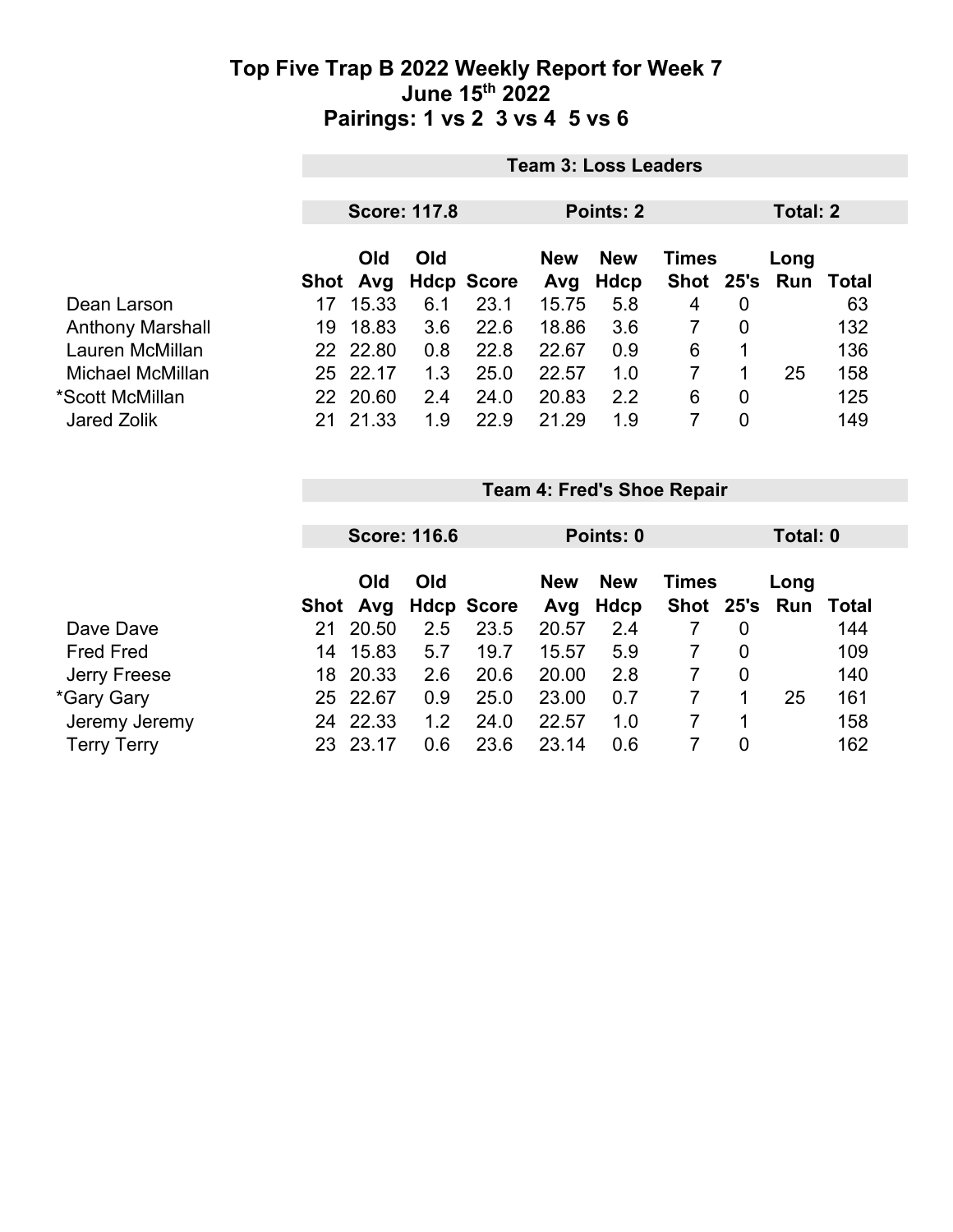# Top Five Trap B 2022 Weekly Report for Week 7
## June 15th 2022
## Pairings: 1 vs 2 3 vs 4 5 vs 6

**Team 3: Loss Leaders**

**Score: 117.8** | **Points: 2** | **Total: 2**

| | Shot | Old Avg | Old Hdcp | Score | New Avg | New Hdcp | Times Shot | 25's | Long Run | Total |
|---|---|---|---|---|---|---|---|---|---|---|
| Dean Larson | 17 | 15.33 | 6.1 | 23.1 | 15.75 | 5.8 | 4 | 0 | | 63 |
| Anthony Marshall | 19 | 18.83 | 3.6 | 22.6 | 18.86 | 3.6 | 7 | 0 | | 132 |
| Lauren McMillan | 22 | 22.80 | 0.8 | 22.8 | 22.67 | 0.9 | 6 | 1 | | 136 |
| Michael McMillan | 25 | 22.17 | 1.3 | 25.0 | 22.57 | 1.0 | 7 | 1 | 25 | 158 |
| *Scott McMillan | 22 | 20.60 | 2.4 | 24.0 | 20.83 | 2.2 | 6 | 0 | | 125 |
| Jared Zolik | 21 | 21.33 | 1.9 | 22.9 | 21.29 | 1.9 | 7 | 0 | | 149 |

**Team 4: Fred's Shoe Repair**

**Score: 116.6** | **Points: 0** | **Total: 0**

| | Shot | Old Avg | Old Hdcp | Score | New Avg | New Hdcp | Times Shot | 25's | Long Run | Total |
|---|---|---|---|---|---|---|---|---|---|---|
| Dave Dave | 21 | 20.50 | 2.5 | 23.5 | 20.57 | 2.4 | 7 | 0 | | 144 |
| Fred Fred | 14 | 15.83 | 5.7 | 19.7 | 15.57 | 5.9 | 7 | 0 | | 109 |
| Jerry Freese | 18 | 20.33 | 2.6 | 20.6 | 20.00 | 2.8 | 7 | 0 | | 140 |
| *Gary Gary | 25 | 22.67 | 0.9 | 25.0 | 23.00 | 0.7 | 7 | 1 | 25 | 161 |
| Jeremy Jeremy | 24 | 22.33 | 1.2 | 24.0 | 22.57 | 1.0 | 7 | 1 | | 158 |
| Terry Terry | 23 | 23.17 | 0.6 | 23.6 | 23.14 | 0.6 | 7 | 0 | | 162 |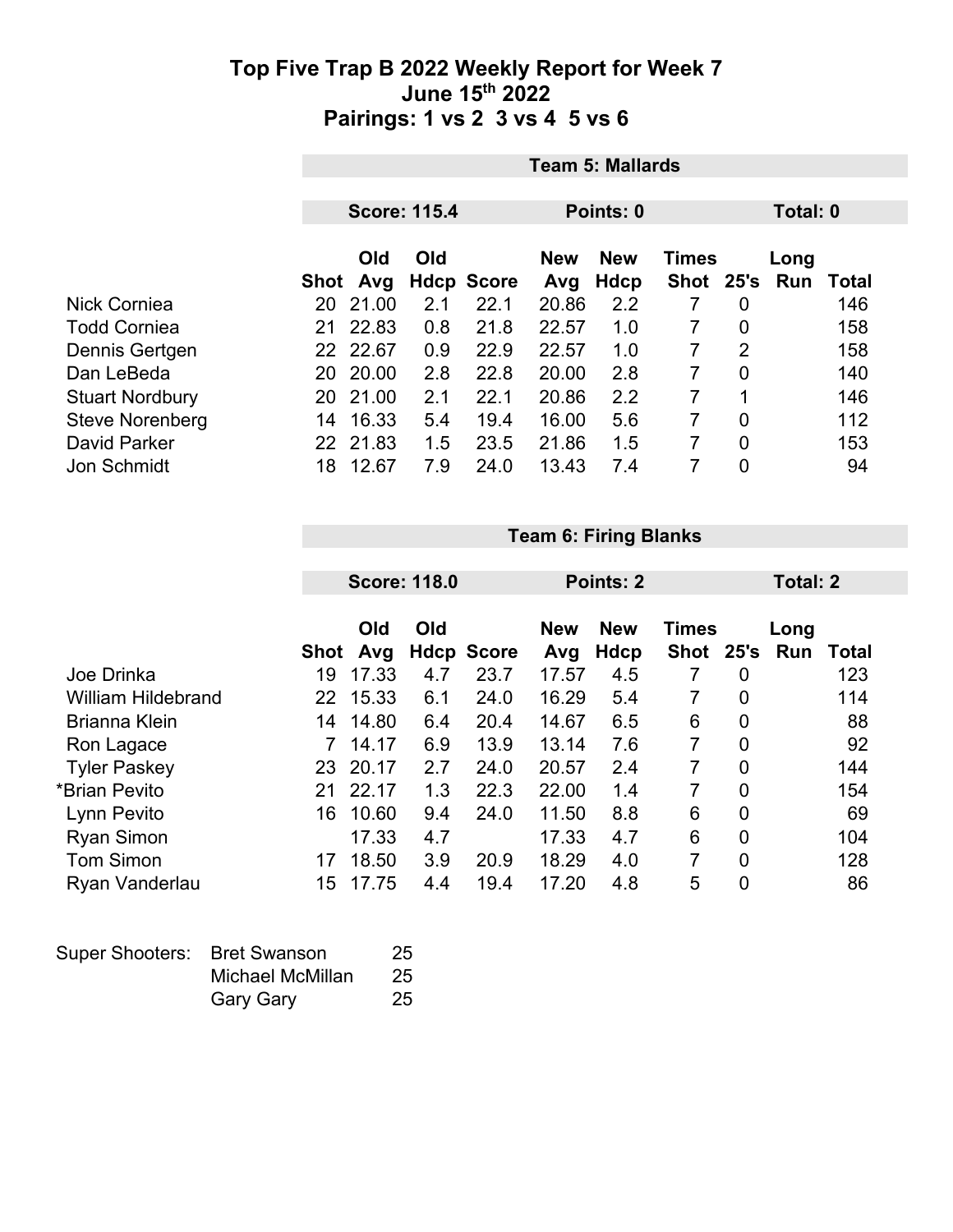# Top Five Trap B 2022 Weekly Report for Week 7
## June 15th 2022
## Pairings: 1 vs 2  3 vs 4  5 vs 6

### Team 5: Mallards

**Score: 115.4** | **Points: 0** | **Total: 0**

| | Shot | Old Avg | Old Hdcp | Score | New Avg | New Hdcp | Times Shot | 25's | Long Run | Total |
|---|---|---|---|---|---|---|---|---|---|---|
| Nick Corniea | 20 | 21.00 | 2.1 | 22.1 | 20.86 | 2.2 | 7 | 0 | | 146 |
| Todd Corniea | 21 | 22.83 | 0.8 | 21.8 | 22.57 | 1.0 | 7 | 0 | | 158 |
| Dennis Gertgen | 22 | 22.67 | 0.9 | 22.9 | 22.57 | 1.0 | 7 | 2 | | 158 |
| Dan LeBeda | 20 | 20.00 | 2.8 | 22.8 | 20.00 | 2.8 | 7 | 0 | | 140 |
| Stuart Nordbury | 20 | 21.00 | 2.1 | 22.1 | 20.86 | 2.2 | 7 | 1 | | 146 |
| Steve Norenberg | 14 | 16.33 | 5.4 | 19.4 | 16.00 | 5.6 | 7 | 0 | | 112 |
| David Parker | 22 | 21.83 | 1.5 | 23.5 | 21.86 | 1.5 | 7 | 0 | | 153 |
| Jon Schmidt | 18 | 12.67 | 7.9 | 24.0 | 13.43 | 7.4 | 7 | 0 | | 94 |

### Team 6: Firing Blanks

**Score: 118.0** | **Points: 2** | **Total: 2**

| | Shot | Old Avg | Old Hdcp | Score | New Avg | New Hdcp | Times Shot | 25's | Long Run | Total |
|---|---|---|---|---|---|---|---|---|---|---|
| Joe Drinka | 19 | 17.33 | 4.7 | 23.7 | 17.57 | 4.5 | 7 | 0 | | 123 |
| William Hildebrand | 22 | 15.33 | 6.1 | 24.0 | 16.29 | 5.4 | 7 | 0 | | 114 |
| Brianna Klein | 14 | 14.80 | 6.4 | 20.4 | 14.67 | 6.5 | 6 | 0 | | 88 |
| Ron Lagace | 7 | 14.17 | 6.9 | 13.9 | 13.14 | 7.6 | 7 | 0 | | 92 |
| Tyler Paskey | 23 | 20.17 | 2.7 | 24.0 | 20.57 | 2.4 | 7 | 0 | | 144 |
| *Brian Pevito | 21 | 22.17 | 1.3 | 22.3 | 22.00 | 1.4 | 7 | 0 | | 154 |
| Lynn Pevito | 16 | 10.60 | 9.4 | 24.0 | 11.50 | 8.8 | 6 | 0 | | 69 |
| Ryan Simon | | 17.33 | 4.7 | | 17.33 | 4.7 | 6 | 0 | | 104 |
| Tom Simon | 17 | 18.50 | 3.9 | 20.9 | 18.29 | 4.0 | 7 | 0 | | 128 |
| Ryan Vanderlau | 15 | 17.75 | 4.4 | 19.4 | 17.20 | 4.8 | 5 | 0 | | 86 |

| Super Shooters: | | |
|---|---|---|
| | Bret Swanson | 25 |
| | Michael McMillan | 25 |
| | Gary Gary | 25 |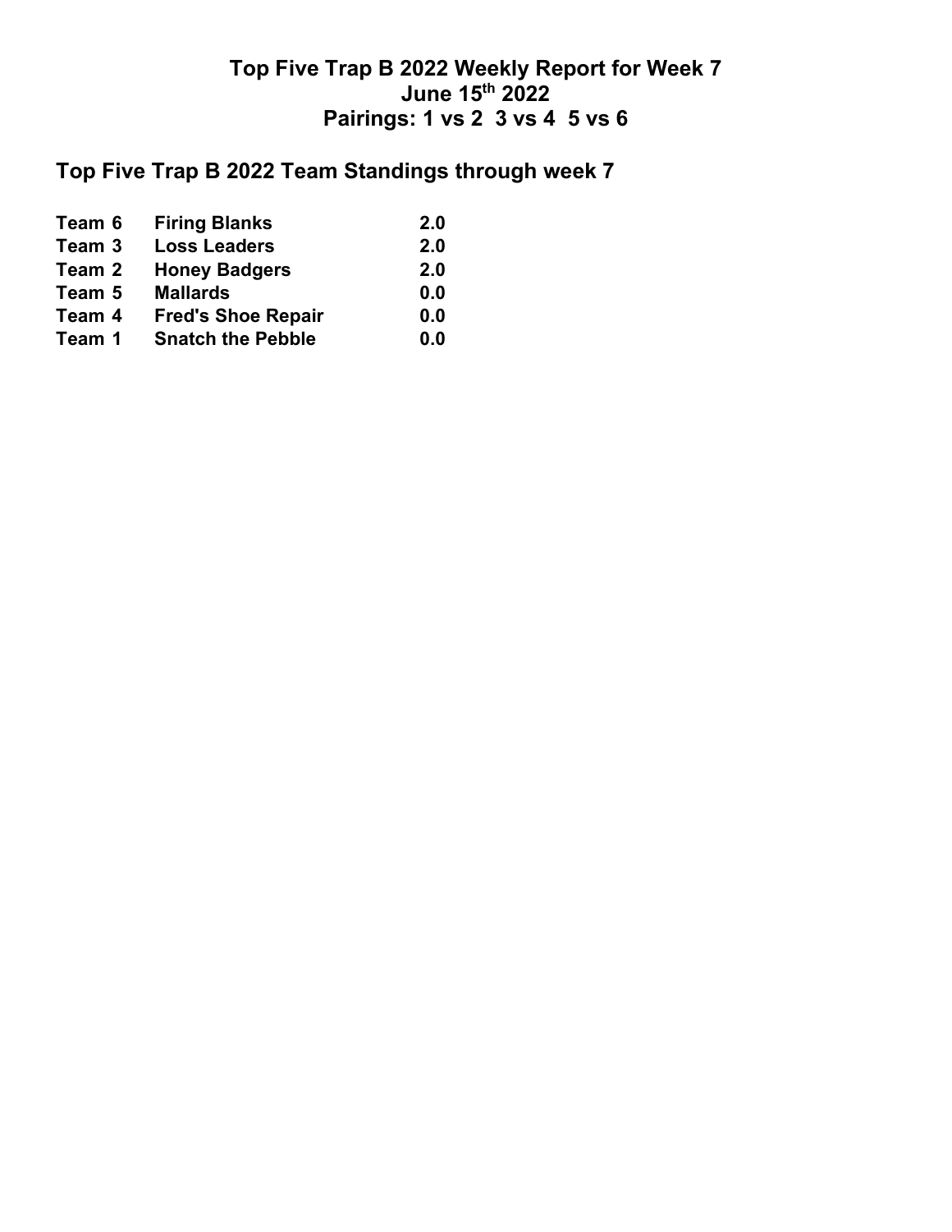# Top Five Trap B 2022 Weekly Report for Week 7
# June 15th 2022
# Pairings: 1 vs 2 3 vs 4 5 vs 6

## Top Five Trap B 2022 Team Standings through week 7

| | | |
|---|---|---|
| **Team 6** | **Firing Blanks** | **2.0** |
| **Team 3** | **Loss Leaders** | **2.0** |
| **Team 2** | **Honey Badgers** | **2.0** |
| **Team 5** | **Mallards** | **0.0** |
| **Team 4** | **Fred's Shoe Repair** | **0.0** |
| **Team 1** | **Snatch the Pebble** | **0.0** |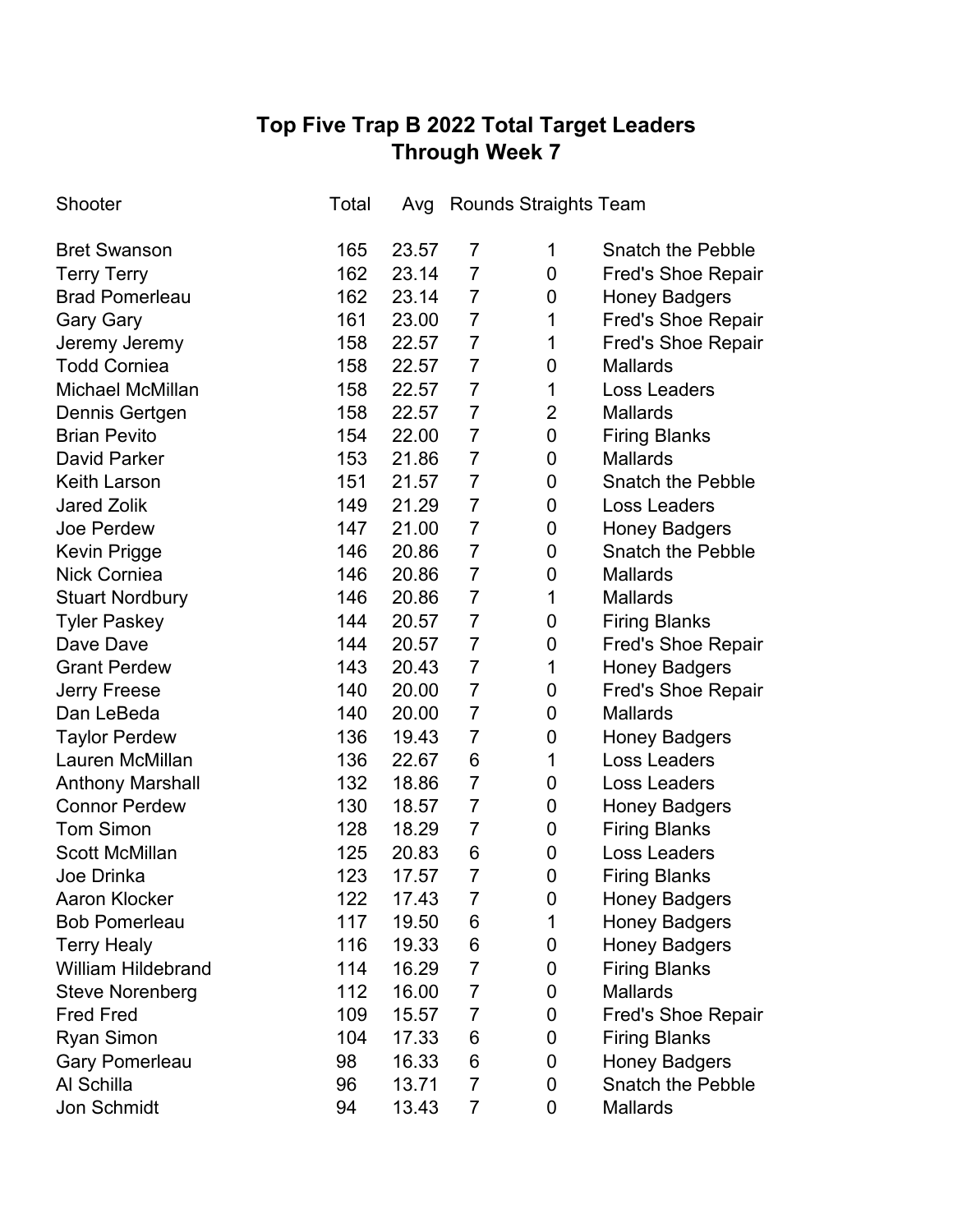# Top Five Trap B 2022 Total Target Leaders
## Through Week 7

| Shooter | Total | Avg | Rounds | Straights | Team |
|---|---|---|---|---|---|
| Bret Swanson | 165 | 23.57 | 7 | 1 | Snatch the Pebble |
| Terry Terry | 162 | 23.14 | 7 | 0 | Fred's Shoe Repair |
| Brad Pomerleau | 162 | 23.14 | 7 | 0 | Honey Badgers |
| Gary Gary | 161 | 23.00 | 7 | 1 | Fred's Shoe Repair |
| Jeremy Jeremy | 158 | 22.57 | 7 | 1 | Fred's Shoe Repair |
| Todd Corniea | 158 | 22.57 | 7 | 0 | Mallards |
| Michael McMillan | 158 | 22.57 | 7 | 1 | Loss Leaders |
| Dennis Gertgen | 158 | 22.57 | 7 | 2 | Mallards |
| Brian Pevito | 154 | 22.00 | 7 | 0 | Firing Blanks |
| David Parker | 153 | 21.86 | 7 | 0 | Mallards |
| Keith Larson | 151 | 21.57 | 7 | 0 | Snatch the Pebble |
| Jared Zolik | 149 | 21.29 | 7 | 0 | Loss Leaders |
| Joe Perdew | 147 | 21.00 | 7 | 0 | Honey Badgers |
| Kevin Prigge | 146 | 20.86 | 7 | 0 | Snatch the Pebble |
| Nick Corniea | 146 | 20.86 | 7 | 0 | Mallards |
| Stuart Nordbury | 146 | 20.86 | 7 | 1 | Mallards |
| Tyler Paskey | 144 | 20.57 | 7 | 0 | Firing Blanks |
| Dave Dave | 144 | 20.57 | 7 | 0 | Fred's Shoe Repair |
| Grant Perdew | 143 | 20.43 | 7 | 1 | Honey Badgers |
| Jerry Freese | 140 | 20.00 | 7 | 0 | Fred's Shoe Repair |
| Dan LeBeda | 140 | 20.00 | 7 | 0 | Mallards |
| Taylor Perdew | 136 | 19.43 | 7 | 0 | Honey Badgers |
| Lauren McMillan | 136 | 22.67 | 6 | 1 | Loss Leaders |
| Anthony Marshall | 132 | 18.86 | 7 | 0 | Loss Leaders |
| Connor Perdew | 130 | 18.57 | 7 | 0 | Honey Badgers |
| Tom Simon | 128 | 18.29 | 7 | 0 | Firing Blanks |
| Scott McMillan | 125 | 20.83 | 6 | 0 | Loss Leaders |
| Joe Drinka | 123 | 17.57 | 7 | 0 | Firing Blanks |
| Aaron Klocker | 122 | 17.43 | 7 | 0 | Honey Badgers |
| Bob Pomerleau | 117 | 19.50 | 6 | 1 | Honey Badgers |
| Terry Healy | 116 | 19.33 | 6 | 0 | Honey Badgers |
| William Hildebrand | 114 | 16.29 | 7 | 0 | Firing Blanks |
| Steve Norenberg | 112 | 16.00 | 7 | 0 | Mallards |
| Fred Fred | 109 | 15.57 | 7 | 0 | Fred's Shoe Repair |
| Ryan Simon | 104 | 17.33 | 6 | 0 | Firing Blanks |
| Gary Pomerleau | 98 | 16.33 | 6 | 0 | Honey Badgers |
| Al Schilla | 96 | 13.71 | 7 | 0 | Snatch the Pebble |
| Jon Schmidt | 94 | 13.43 | 7 | 0 | Mallards |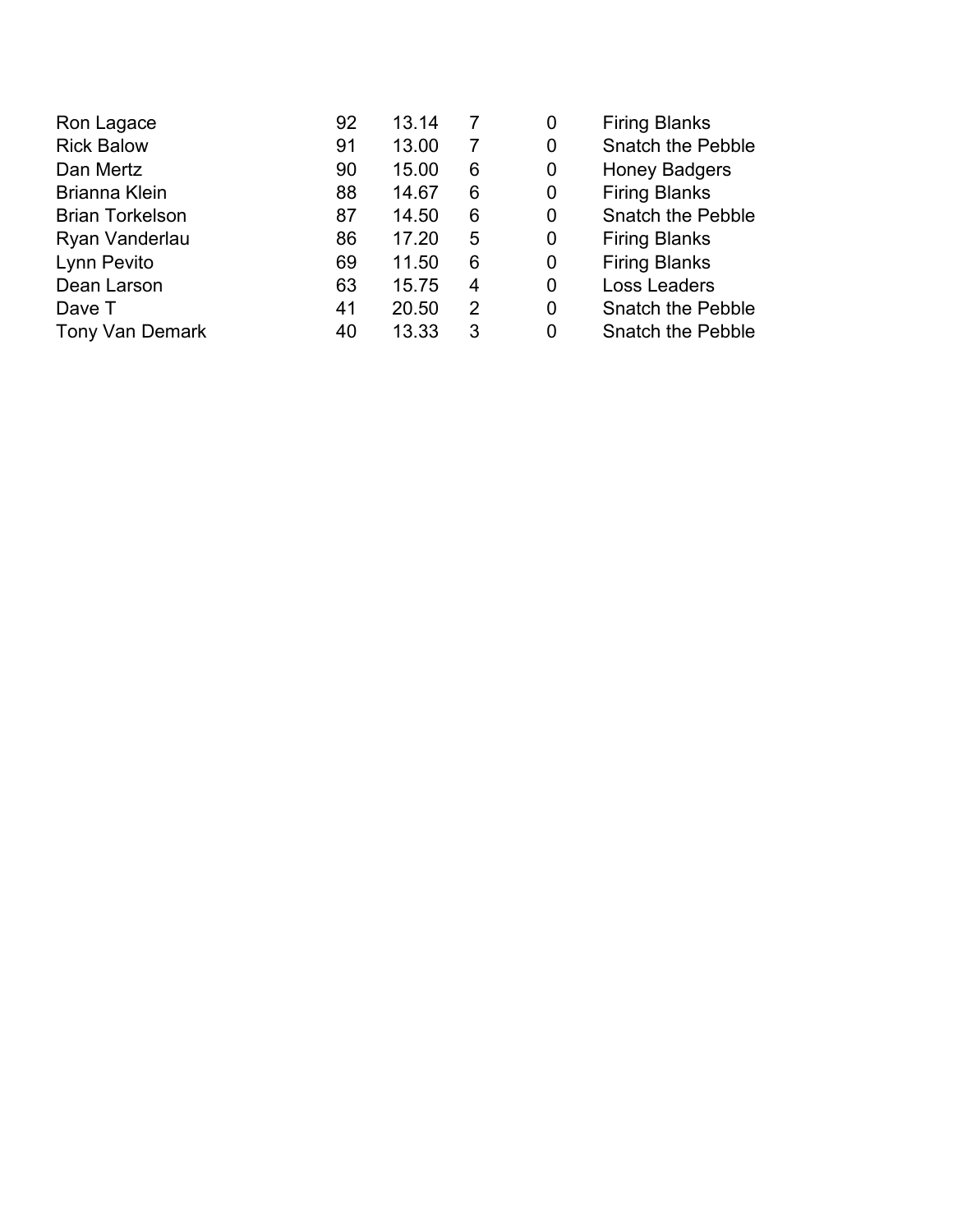| | | | | | |
|---|---|---|---|---|---|
| Ron Lagace | 92 | 13.14 | 7 | 0 | Firing Blanks |
| Rick Balow | 91 | 13.00 | 7 | 0 | Snatch the Pebble |
| Dan Mertz | 90 | 15.00 | 6 | 0 | Honey Badgers |
| Brianna Klein | 88 | 14.67 | 6 | 0 | Firing Blanks |
| Brian Torkelson | 87 | 14.50 | 6 | 0 | Snatch the Pebble |
| Ryan Vanderlau | 86 | 17.20 | 5 | 0 | Firing Blanks |
| Lynn Pevito | 69 | 11.50 | 6 | 0 | Firing Blanks |
| Dean Larson | 63 | 15.75 | 4 | 0 | Loss Leaders |
| Dave T | 41 | 20.50 | 2 | 0 | Snatch the Pebble |
| Tony Van Demark | 40 | 13.33 | 3 | 0 | Snatch the Pebble |